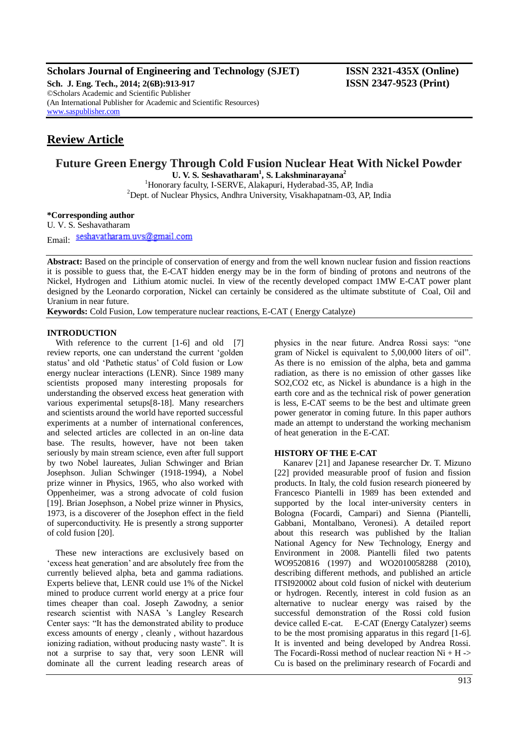**Scholars Journal of Engineering and Technology (SJET)** **ISSN 2321-435X (Online)**
**Sch. J. Eng. Tech., 2014; 2(6B):913-917** **ISSN 2347-9523 (Print)**
©Scholars Academic and Scientific Publisher
(An International Publisher for Academic and Scientific Resources)
www.saspublisher.com

## Review Article

# Future Green Energy Through Cold Fusion Nuclear Heat With Nickel Powder

**U. V. S. Seshavatharam[1], S. Lakshminarayana[2]**

[1]Honorary faculty, I-SERVE, Alakapuri, Hyderabad-35, AP, India
[2]Dept. of Nuclear Physics, Andhra University, Visakhapatnam-03, AP, India

**\*Corresponding author**
U. V. S. Seshavatharam
Email: seshavatharam.uvs@gmail.com

**Abstract:** Based on the principle of conservation of energy and from the well known nuclear fusion and fission reactions it is possible to guess that, the E-CAT hidden energy may be in the form of binding of protons and neutrons of the Nickel, Hydrogen and Lithium atomic nuclei. In view of the recently developed compact 1MW E-CAT power plant designed by the Leonardo corporation, Nickel can certainly be considered as the ultimate substitute of Coal, Oil and Uranium in near future.

**Keywords:** Cold Fusion, Low temperature nuclear reactions, E-CAT ( Energy Catalyze)

## INTRODUCTION

With reference to the current [1-6] and old [7] review reports, one can understand the current 'golden status' and old 'Pathetic status' of Cold fusion or Low energy nuclear interactions (LENR). Since 1989 many scientists proposed many interesting proposals for understanding the observed excess heat generation with various experimental setups[8-18]. Many researchers and scientists around the world have reported successful experiments at a number of international conferences, and selected articles are collected in an on-line data base. The results, however, have not been taken seriously by main stream science, even after full support by two Nobel laureates, Julian Schwinger and Brian Josephson. Julian Schwinger (1918-1994), a Nobel prize winner in Physics, 1965, who also worked with Oppenheimer, was a strong advocate of cold fusion [19]. Brian Josephson, a Nobel prize winner in Physics, 1973, is a discoverer of the Josephon effect in the field of superconductivity. He is presently a strong supporter of cold fusion [20].

These new interactions are exclusively based on 'excess heat generation' and are absolutely free from the currently believed alpha, beta and gamma radiations. Experts believe that, LENR could use 1% of the Nickel mined to produce current world energy at a price four times cheaper than coal. Joseph Zawodny, a senior research scientist with NASA 's Langley Research Center says: "It has the demonstrated ability to produce excess amounts of energy , cleanly , without hazardous ionizing radiation, without producing nasty waste". It is not a surprise to say that, very soon LENR will dominate all the current leading research areas of physics in the near future. Andrea Rossi says: "one gram of Nickel is equivalent to 5,00,000 liters of oil". As there is no emission of the alpha, beta and gamma radiation, as there is no emission of other gasses like SO2,CO2 etc, as Nickel is abundance is a high in the earth core and as the technical risk of power generation is less, E-CAT seems to be the best and ultimate green power generator in coming future. In this paper authors made an attempt to understand the working mechanism of heat generation in the E-CAT.

## HISTORY OF THE E-CAT

Kanarev [21] and Japanese researcher Dr. T. Mizuno [22] provided measurable proof of fusion and fission products. In Italy, the cold fusion research pioneered by Francesco Piantelli in 1989 has been extended and supported by the local inter-university centers in Bologna (Focardi, Campari) and Sienna (Piantelli, Gabbani, Montalbano, Veronesi). A detailed report about this research was published by the Italian National Agency for New Technology, Energy and Environment in 2008. Piantelli filed two patents WO9520816 (1997) and WO2010058288 (2010), describing different methods, and published an article ITSI920002 about cold fusion of nickel with deuterium or hydrogen. Recently, interest in cold fusion as an alternative to nuclear energy was raised by the successful demonstration of the Rossi cold fusion device called E-cat. E-CAT (Energy Catalyzer) seems to be the most promising apparatus in this regard [1-6]. It is invented and being developed by Andrea Rossi. The Focardi-Rossi method of nuclear reaction Ni + H -> Cu is based on the preliminary research of Focardi and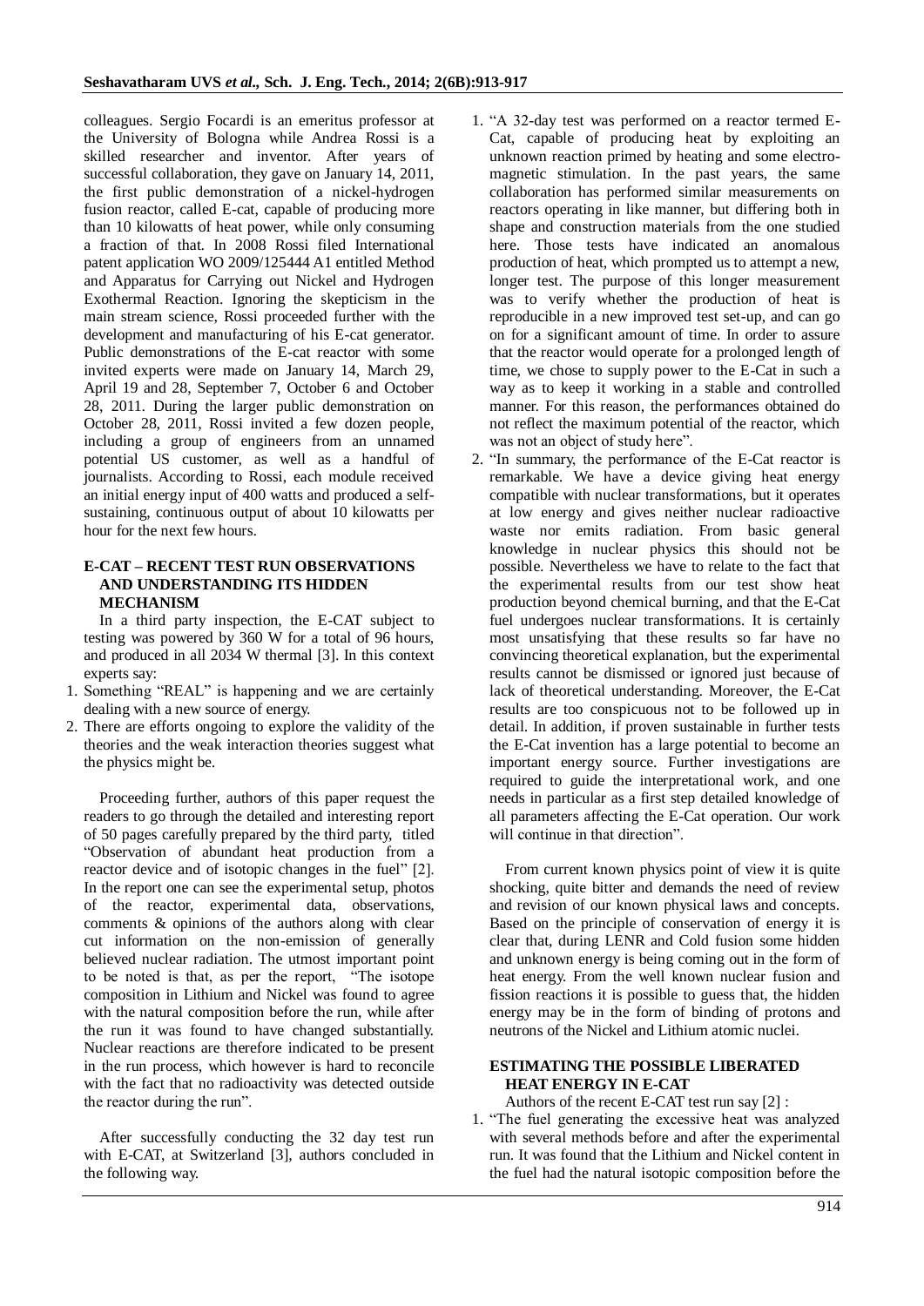colleagues. Sergio Focardi is an emeritus professor at the University of Bologna while Andrea Rossi is a skilled researcher and inventor. After years of successful collaboration, they gave on January 14, 2011, the first public demonstration of a nickel-hydrogen fusion reactor, called E-cat, capable of producing more than 10 kilowatts of heat power, while only consuming a fraction of that. In 2008 Rossi filed International patent application WO 2009/125444 A1 entitled Method and Apparatus for Carrying out Nickel and Hydrogen Exothermal Reaction. Ignoring the skepticism in the main stream science, Rossi proceeded further with the development and manufacturing of his E-cat generator. Public demonstrations of the E-cat reactor with some invited experts were made on January 14, March 29, April 19 and 28, September 7, October 6 and October 28, 2011. During the larger public demonstration on October 28, 2011, Rossi invited a few dozen people, including a group of engineers from an unnamed potential US customer, as well as a handful of journalists. According to Rossi, each module received an initial energy input of 400 watts and produced a self-sustaining, continuous output of about 10 kilowatts per hour for the next few hours.

## E-CAT – RECENT TEST RUN OBSERVATIONS AND UNDERSTANDING ITS HIDDEN MECHANISM

In a third party inspection, the E-CAT subject to testing was powered by 360 W for a total of 96 hours, and produced in all 2034 W thermal [3]. In this context experts say:

1. Something "REAL" is happening and we are certainly dealing with a new source of energy.
2. There are efforts ongoing to explore the validity of the theories and the weak interaction theories suggest what the physics might be.

Proceeding further, authors of this paper request the readers to go through the detailed and interesting report of 50 pages carefully prepared by the third party, titled "Observation of abundant heat production from a reactor device and of isotopic changes in the fuel" [2]. In the report one can see the experimental setup, photos of the reactor, experimental data, observations, comments & opinions of the authors along with clear cut information on the non-emission of generally believed nuclear radiation. The utmost important point to be noted is that, as per the report, "The isotope composition in Lithium and Nickel was found to agree with the natural composition before the run, while after the run it was found to have changed substantially. Nuclear reactions are therefore indicated to be present in the run process, which however is hard to reconcile with the fact that no radioactivity was detected outside the reactor during the run".

After successfully conducting the 32 day test run with E-CAT, at Switzerland [3], authors concluded in the following way.

1. "A 32-day test was performed on a reactor termed E-Cat, capable of producing heat by exploiting an unknown reaction primed by heating and some electro-magnetic stimulation. In the past years, the same collaboration has performed similar measurements on reactors operating in like manner, but differing both in shape and construction materials from the one studied here. Those tests have indicated an anomalous production of heat, which prompted us to attempt a new, longer test. The purpose of this longer measurement was to verify whether the production of heat is reproducible in a new improved test set-up, and can go on for a significant amount of time. In order to assure that the reactor would operate for a prolonged length of time, we chose to supply power to the E-Cat in such a way as to keep it working in a stable and controlled manner. For this reason, the performances obtained do not reflect the maximum potential of the reactor, which was not an object of study here".
2. "In summary, the performance of the E-Cat reactor is remarkable. We have a device giving heat energy compatible with nuclear transformations, but it operates at low energy and gives neither nuclear radioactive waste nor emits radiation. From basic general knowledge in nuclear physics this should not be possible. Nevertheless we have to relate to the fact that the experimental results from our test show heat production beyond chemical burning, and that the E-Cat fuel undergoes nuclear transformations. It is certainly most unsatisfying that these results so far have no convincing theoretical explanation, but the experimental results cannot be dismissed or ignored just because of lack of theoretical understanding. Moreover, the E-Cat results are too conspicuous not to be followed up in detail. In addition, if proven sustainable in further tests the E-Cat invention has a large potential to become an important energy source. Further investigations are required to guide the interpretational work, and one needs in particular as a first step detailed knowledge of all parameters affecting the E-Cat operation. Our work will continue in that direction".

From current known physics point of view it is quite shocking, quite bitter and demands the need of review and revision of our known physical laws and concepts. Based on the principle of conservation of energy it is clear that, during LENR and Cold fusion some hidden and unknown energy is being coming out in the form of heat energy. From the well known nuclear fusion and fission reactions it is possible to guess that, the hidden energy may be in the form of binding of protons and neutrons of the Nickel and Lithium atomic nuclei.

## ESTIMATING THE POSSIBLE LIBERATED HEAT ENERGY IN E-CAT

Authors of the recent E-CAT test run say [2] :

1. "The fuel generating the excessive heat was analyzed with several methods before and after the experimental run. It was found that the Lithium and Nickel content in the fuel had the natural isotopic composition before the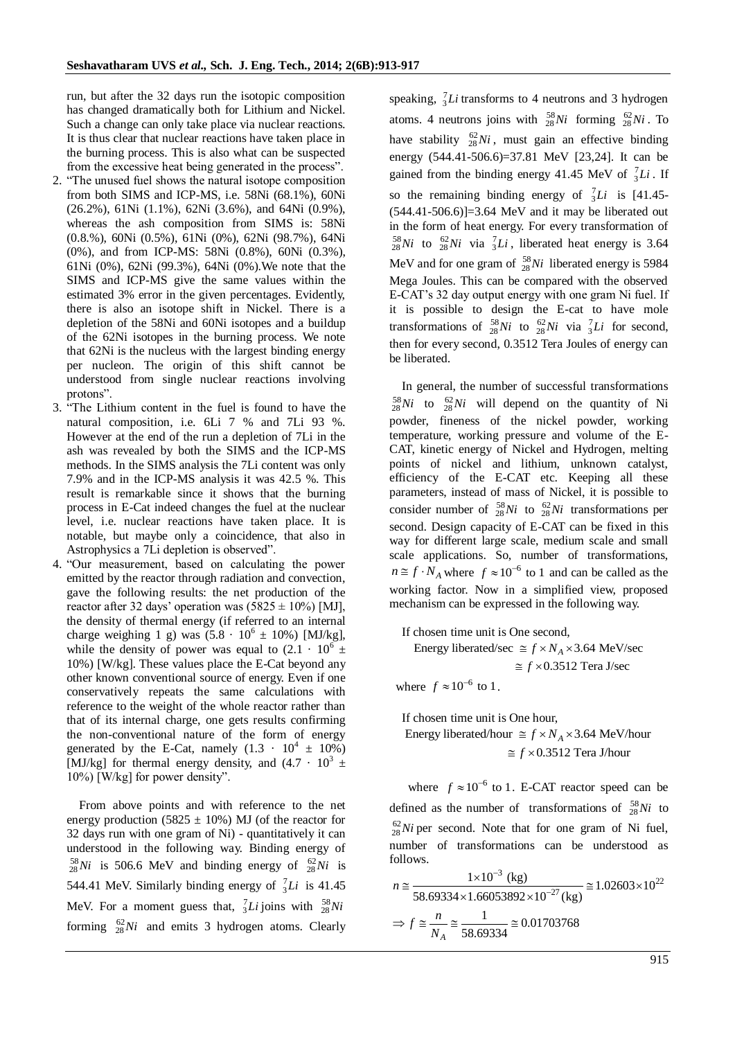run, but after the 32 days run the isotopic composition has changed dramatically both for Lithium and Nickel. Such a change can only take place via nuclear reactions. It is thus clear that nuclear reactions have taken place in the burning process. This is also what can be suspected from the excessive heat being generated in the process".

2. "The unused fuel shows the natural isotope composition from both SIMS and ICP-MS, i.e. 58Ni (68.1%), 60Ni (26.2%), 61Ni (1.1%), 62Ni (3.6%), and 64Ni (0.9%), whereas the ash composition from SIMS is: 58Ni (0.8.%), 60Ni (0.5%), 61Ni (0%), 62Ni (98.7%), 64Ni (0%), and from ICP-MS: 58Ni (0.8%), 60Ni (0.3%), 61Ni (0%), 62Ni (99.3%), 64Ni (0%).We note that the SIMS and ICP-MS give the same values within the estimated 3% error in the given percentages. Evidently, there is also an isotope shift in Nickel. There is a depletion of the 58Ni and 60Ni isotopes and a buildup of the 62Ni isotopes in the burning process. We note that 62Ni is the nucleus with the largest binding energy per nucleon. The origin of this shift cannot be understood from single nuclear reactions involving protons".
3. "The Lithium content in the fuel is found to have the natural composition, i.e. 6Li 7 % and 7Li 93 %. However at the end of the run a depletion of 7Li in the ash was revealed by both the SIMS and the ICP-MS methods. In the SIMS analysis the 7Li content was only 7.9% and in the ICP-MS analysis it was 42.5 %. This result is remarkable since it shows that the burning process in E-Cat indeed changes the fuel at the nuclear level, i.e. nuclear reactions have taken place. It is notable, but maybe only a coincidence, that also in Astrophysics a 7Li depletion is observed".
4. "Our measurement, based on calculating the power emitted by the reactor through radiation and convection, gave the following results: the net production of the reactor after 32 days' operation was (5825 ± 10%) [MJ], the density of thermal energy (if referred to an internal charge weighing 1 g) was ($5.8 \cdot 10^6 \pm 10\%$) [MJ/kg], while the density of power was equal to ($2.1 \cdot 10^6 \pm 10\%$) [W/kg]. These values place the E-Cat beyond any other known conventional source of energy. Even if one conservatively repeats the same calculations with reference to the weight of the whole reactor rather than that of its internal charge, one gets results confirming the non-conventional nature of the form of energy generated by the E-Cat, namely ($1.3 \cdot 10^4 \pm 10\%$) [MJ/kg] for thermal energy density, and ($4.7 \cdot 10^3 \pm 10\%$) [W/kg] for power density".

From above points and with reference to the net energy production (5825 ± 10%) MJ (of the reactor for 32 days run with one gram of Ni) - quantitatively it can understood in the following way. Binding energy of ${}^{58}_{28}Ni$ is 506.6 MeV and binding energy of ${}^{62}_{28}Ni$ is 544.41 MeV. Similarly binding energy of ${}^{7}_{3}Li$ is 41.45 MeV. For a moment guess that, ${}^{7}_{3}Li$ joins with ${}^{58}_{28}Ni$ forming ${}^{62}_{28}Ni$ and emits 3 hydrogen atoms. Clearly speaking, ${}^{7}_{3}Li$ transforms to 4 neutrons and 3 hydrogen atoms. 4 neutrons joins with ${}^{58}_{28}Ni$ forming ${}^{62}_{28}Ni$. To have stability ${}^{62}_{28}Ni$, must gain an effective binding energy (544.41-506.6)=37.81 MeV [23,24]. It can be gained from the binding energy 41.45 MeV of ${}^{7}_{3}Li$. If so the remaining binding energy of ${}^{7}_{3}Li$ is [41.45-(544.41-506.6)]=3.64 MeV and it may be liberated out in the form of heat energy. For every transformation of ${}^{58}_{28}Ni$ to ${}^{62}_{28}Ni$ via ${}^{7}_{3}Li$, liberated heat energy is 3.64 MeV and for one gram of ${}^{58}_{28}Ni$ liberated energy is 5984 Mega Joules. This can be compared with the observed E-CAT's 32 day output energy with one gram Ni fuel. If it is possible to design the E-cat to have mole transformations of ${}^{58}_{28}Ni$ to ${}^{62}_{28}Ni$ via ${}^{7}_{3}Li$ for second, then for every second, 0.3512 Tera Joules of energy can be liberated.

In general, the number of successful transformations ${}^{58}_{28}Ni$ to ${}^{62}_{28}Ni$ will depend on the quantity of Ni powder, fineness of the nickel powder, working temperature, working pressure and volume of the E-CAT, kinetic energy of Nickel and Hydrogen, melting points of nickel and lithium, unknown catalyst, efficiency of the E-CAT etc. Keeping all these parameters, instead of mass of Nickel, it is possible to consider number of ${}^{58}_{28}Ni$ to ${}^{62}_{28}Ni$ transformations per second. Design capacity of E-CAT can be fixed in this way for different large scale, medium scale and small scale applications. So, number of transformations, $n \cong f \cdot N_A$ where $f \approx 10^{-6}$ to 1 and can be called as the working factor. Now in a simplified view, proposed mechanism can be expressed in the following way.

If chosen time unit is One second,

$$\text{Energy liberated/sec} \cong f \times N_A \times 3.64 \text{ MeV/sec} \cong f \times 0.3512 \text{ Tera J/sec}$$

where $f \approx 10^{-6}$ to 1.

If chosen time unit is One hour,

$$\text{Energy liberated/hour} \cong f \times N_A \times 3.64 \text{ MeV/hour} \cong f \times 0.3512 \text{ Tera J/hour}$$

where $f \approx 10^{-6}$ to 1. E-CAT reactor speed can be defined as the number of transformations of ${}^{58}_{28}Ni$ to ${}^{62}_{28}Ni$ per second. Note that for one gram of Ni fuel, number of transformations can be understood as follows.

$$n \cong \frac{1 \times 10^{-3} \text{ (kg)}}{58.69334 \times 1.66053892 \times 10^{-27} \text{(kg)}} \cong 1.02603 \times 10^{22}$$

$$\Rightarrow f \cong \frac{n}{N_A} \cong \frac{1}{58.69334} \cong 0.01703768$$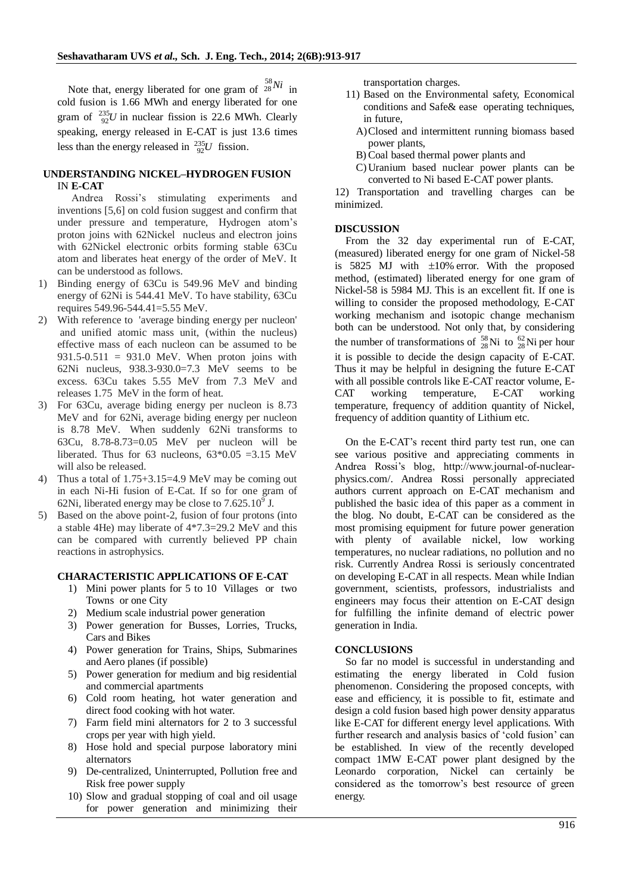Note that, energy liberated for one gram of $^{58}_{28}Ni$ in cold fusion is 1.66 MWh and energy liberated for one gram of $^{235}_{92}U$ in nuclear fission is 22.6 MWh. Clearly speaking, energy released in E-CAT is just 13.6 times less than the energy released in $^{235}_{92}U$ fission.

## UNDERSTANDING NICKEL–HYDROGEN FUSION IN E-CAT

Andrea Rossi's stimulating experiments and inventions [5,6] on cold fusion suggest and confirm that under pressure and temperature, Hydrogen atom's proton joins with 62Nickel nucleus and electron joins with 62Nickel electronic orbits forming stable 63Cu atom and liberates heat energy of the order of MeV. It can be understood as follows.

1) Binding energy of 63Cu is 549.96 MeV and binding energy of 62Ni is 544.41 MeV. To have stability, 63Cu requires 549.96-544.41=5.55 MeV.
2) With reference to 'average binding energy per nucleon' and unified atomic mass unit, (within the nucleus) effective mass of each nucleon can be assumed to be 931.5-0.511 = 931.0 MeV. When proton joins with 62Ni nucleus, 938.3-930.0=7.3 MeV seems to be excess. 63Cu takes 5.55 MeV from 7.3 MeV and releases 1.75 MeV in the form of heat.
3) For 63Cu, average biding energy per nucleon is 8.73 MeV and for 62Ni, average biding energy per nucleon is 8.78 MeV. When suddenly 62Ni transforms to 63Cu, 8.78-8.73=0.05 MeV per nucleon will be liberated. Thus for 63 nucleons, 63*0.05 =3.15 MeV will also be released.
4) Thus a total of 1.75+3.15=4.9 MeV may be coming out in each Ni-Hi fusion of E-Cat. If so for one gram of 62Ni, liberated energy may be close to $7.625.10^9$ J.
5) Based on the above point-2, fusion of four protons (into a stable 4He) may liberate of 4*7.3=29.2 MeV and this can be compared with currently believed PP chain reactions in astrophysics.

## CHARACTERISTIC APPLICATIONS OF E-CAT

1) Mini power plants for 5 to 10 Villages or two Towns or one City
2) Medium scale industrial power generation
3) Power generation for Busses, Lorries, Trucks, Cars and Bikes
4) Power generation for Trains, Ships, Submarines and Aero planes (if possible)
5) Power generation for medium and big residential and commercial apartments
6) Cold room heating, hot water generation and direct food cooking with hot water.
7) Farm field mini alternators for 2 to 3 successful crops per year with high yield.
8) Hose hold and special purpose laboratory mini alternators
9) De-centralized, Uninterrupted, Pollution free and Risk free power supply
10) Slow and gradual stopping of coal and oil usage for power generation and minimizing their transportation charges.
11) Based on the Environmental safety, Economical conditions and Safe& ease operating techniques, in future,
    A) Closed and intermittent running biomass based power plants,
    B) Coal based thermal power plants and
    C) Uranium based nuclear power plants can be converted to Ni based E-CAT power plants.
12) Transportation and travelling charges can be minimized.

## DISCUSSION

From the 32 day experimental run of E-CAT, (measured) liberated energy for one gram of Nickel-58 is 5825 MJ with $\pm 10\%$ error. With the proposed method, (estimated) liberated energy for one gram of Nickel-58 is 5984 MJ. This is an excellent fit. If one is willing to consider the proposed methodology, E-CAT working mechanism and isotopic change mechanism both can be understood. Not only that, by considering the number of transformations of $^{58}_{28}\text{Ni}$ to $^{62}_{28}\text{Ni}$ per hour it is possible to decide the design capacity of E-CAT. Thus it may be helpful in designing the future E-CAT with all possible controls like E-CAT reactor volume, E-CAT working temperature, E-CAT working temperature, frequency of addition quantity of Nickel, frequency of addition quantity of Lithium etc.

On the E-CAT's recent third party test run, one can see various positive and appreciating comments in Andrea Rossi's blog, http://www.journal-of-nuclear-physics.com/. Andrea Rossi personally appreciated authors current approach on E-CAT mechanism and published the basic idea of this paper as a comment in the blog. No doubt, E-CAT can be considered as the most promising equipment for future power generation with plenty of available nickel, low working temperatures, no nuclear radiations, no pollution and no risk. Currently Andrea Rossi is seriously concentrated on developing E-CAT in all respects. Mean while Indian government, scientists, professors, industrialists and engineers may focus their attention on E-CAT design for fulfilling the infinite demand of electric power generation in India.

## CONCLUSIONS

So far no model is successful in understanding and estimating the energy liberated in Cold fusion phenomenon. Considering the proposed concepts, with ease and efficiency, it is possible to fit, estimate and design a cold fusion based high power density apparatus like E-CAT for different energy level applications. With further research and analysis basics of 'cold fusion' can be established. In view of the recently developed compact 1MW E-CAT power plant designed by the Leonardo corporation, Nickel can certainly be considered as the tomorrow's best resource of green energy.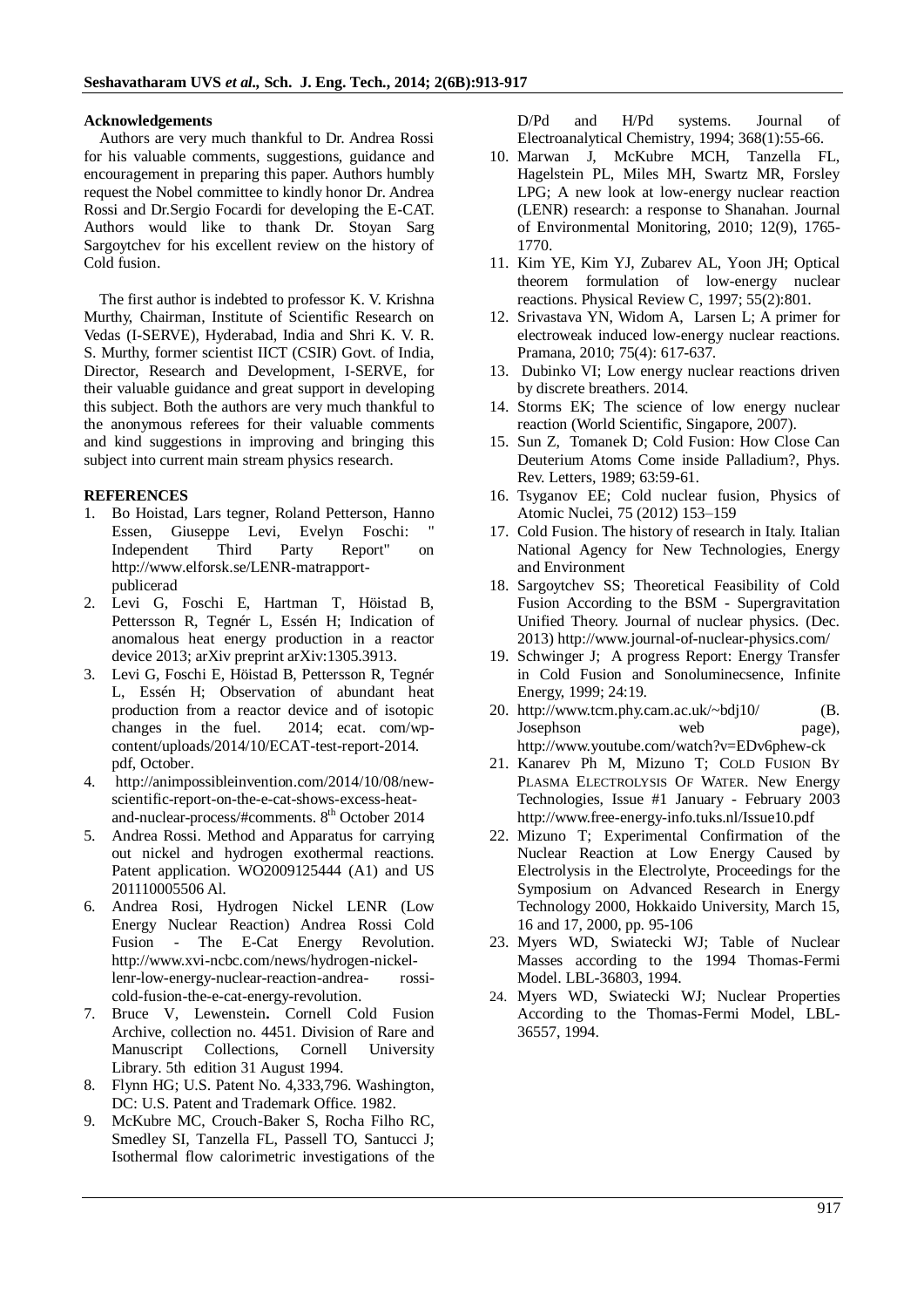## Acknowledgements

Authors are very much thankful to Dr. Andrea Rossi for his valuable comments, suggestions, guidance and encouragement in preparing this paper. Authors humbly request the Nobel committee to kindly honor Dr. Andrea Rossi and Dr.Sergio Focardi for developing the E-CAT. Authors would like to thank Dr. Stoyan Sarg Sargoytchev for his excellent review on the history of Cold fusion.

The first author is indebted to professor K. V. Krishna Murthy, Chairman, Institute of Scientific Research on Vedas (I-SERVE), Hyderabad, India and Shri K. V. R. S. Murthy, former scientist IICT (CSIR) Govt. of India, Director, Research and Development, I-SERVE, for their valuable guidance and great support in developing this subject. Both the authors are very much thankful to the anonymous referees for their valuable comments and kind suggestions in improving and bringing this subject into current main stream physics research.

## REFERENCES

1. Bo Hoistad, Lars tegner, Roland Petterson, Hanno Essen, Giuseppe Levi, Evelyn Foschi: " Independent Third Party Report" on http://www.elforsk.se/LENR-matrapport-publicerad
2. Levi G, Foschi E, Hartman T, Höistad B, Pettersson R, Tegnér L, Essén H; Indication of anomalous heat energy production in a reactor device 2013; arXiv preprint arXiv:1305.3913.
3. Levi G, Foschi E, Höistad B, Pettersson R, Tegnér L, Essén H; Observation of abundant heat production from a reactor device and of isotopic changes in the fuel. 2014; ecat. com/wp-content/uploads/2014/10/ECAT-test-report-2014. pdf, October.
4. http://animpossibleinvention.com/2014/10/08/new-scientific-report-on-the-e-cat-shows-excess-heat-and-nuclear-process/#comments. 8th October 2014
5. Andrea Rossi. Method and Apparatus for carrying out nickel and hydrogen exothermal reactions. Patent application. WO2009125444 (A1) and US 201110005506 Al.
6. Andrea Rosi, Hydrogen Nickel LENR (Low Energy Nuclear Reaction) Andrea Rossi Cold Fusion - The E-Cat Energy Revolution. http://www.xvi-ncbc.com/news/hydrogen-nickel-lenr-low-energy-nuclear-reaction-andrea- rossi-cold-fusion-the-e-cat-energy-revolution.
7. Bruce V, Lewenstein**.** Cornell Cold Fusion Archive, collection no. 4451. Division of Rare and Manuscript Collections, Cornell University Library. 5th edition 31 August 1994.
8. Flynn HG; U.S. Patent No. 4,333,796. Washington, DC: U.S. Patent and Trademark Office. 1982.
9. McKubre MC, Crouch-Baker S, Rocha Filho RC, Smedley SI, Tanzella FL, Passell TO, Santucci J; Isothermal flow calorimetric investigations of the D/Pd and H/Pd systems. Journal of Electroanalytical Chemistry, 1994; 368(1):55-66.
10. Marwan J, McKubre MCH, Tanzella FL, Hagelstein PL, Miles MH, Swartz MR, Forsley LPG; A new look at low-energy nuclear reaction (LENR) research: a response to Shanahan. Journal of Environmental Monitoring, 2010; 12(9), 1765-1770.
11. Kim YE, Kim YJ, Zubarev AL, Yoon JH; Optical theorem formulation of low-energy nuclear reactions. Physical Review C, 1997; 55(2):801.
12. Srivastava YN, Widom A, Larsen L; A primer for electroweak induced low-energy nuclear reactions. Pramana, 2010; 75(4): 617-637.
13. Dubinko VI; Low energy nuclear reactions driven by discrete breathers. 2014.
14. Storms EK; The science of low energy nuclear reaction (World Scientific, Singapore, 2007).
15. Sun Z, Tomanek D; Cold Fusion: How Close Can Deuterium Atoms Come inside Palladium?, Phys. Rev. Letters, 1989; 63:59-61.
16. Tsyganov EE; Cold nuclear fusion, Physics of Atomic Nuclei, 75 (2012) 153–159
17. Cold Fusion. The history of research in Italy. Italian National Agency for New Technologies, Energy and Environment
18. Sargoytchev SS; Theoretical Feasibility of Cold Fusion According to the BSM - Supergravitation Unified Theory. Journal of nuclear physics. (Dec. 2013) http://www.journal-of-nuclear-physics.com/
19. Schwinger J; A progress Report: Energy Transfer in Cold Fusion and Sonoluminecsence, Infinite Energy, 1999; 24:19.
20. http://www.tcm.phy.cam.ac.uk/~bdj10/ (B. Josephson web page), http://www.youtube.com/watch?v=EDv6phew-ck
21. Kanarev Ph M, Mizuno T; COLD FUSION BY PLASMA ELECTROLYSIS OF WATER. New Energy Technologies, Issue #1 January - February 2003 http://www.free-energy-info.tuks.nl/Issue10.pdf
22. Mizuno T; Experimental Confirmation of the Nuclear Reaction at Low Energy Caused by Electrolysis in the Electrolyte, Proceedings for the Symposium on Advanced Research in Energy Technology 2000, Hokkaido University, March 15, 16 and 17, 2000, pp. 95-106
23. Myers WD, Swiatecki WJ; Table of Nuclear Masses according to the 1994 Thomas-Fermi Model. LBL-36803, 1994.
24. Myers WD, Swiatecki WJ; Nuclear Properties According to the Thomas-Fermi Model, LBL-36557, 1994.